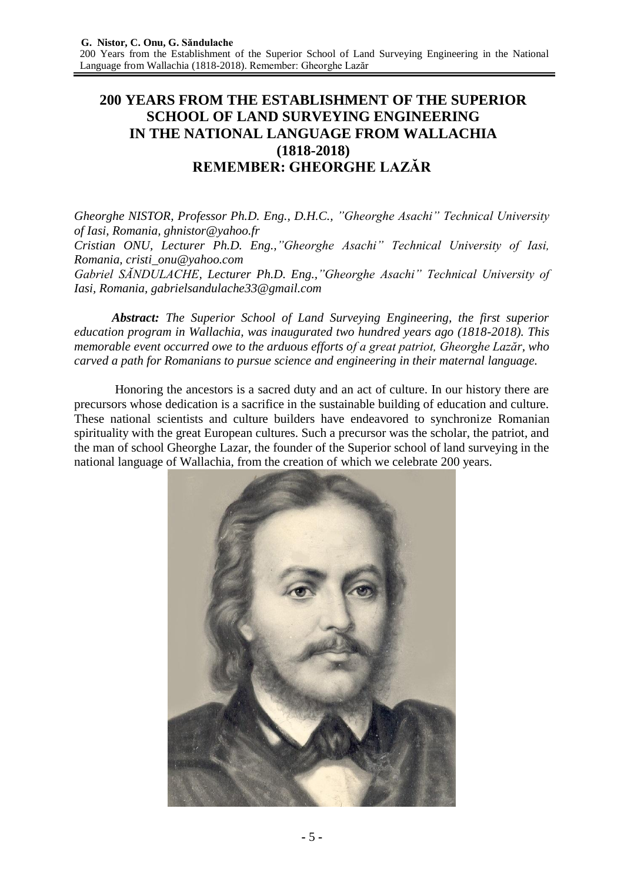# 200 YEARS FROM THE ESTABLISHMENT OF THE SUPERIOR SCHOOL OF LAND SURVEYING ENGINEERING IN THE NATIONAL LANGUAGE FROM WALLACHIA (1818-2018) REMEMBER: GHEORGHE LAZĂR

*Gheorghe NISTOR, Professor Ph.D. Eng., D.H.C., "Gheorghe Asachi" Technical University of Iasi, Romania, ghnistor@yahoo.fr*
*Cristian ONU, Lecturer Ph.D. Eng.,"Gheorghe Asachi" Technical University of Iasi, Romania, cristi_onu@yahoo.com*
*Gabriel SĂNDULACHE, Lecturer Ph.D. Eng.,"Gheorghe Asachi" Technical University of Iasi, Romania, gabrielsandulache33@gmail.com*

***Abstract:*** *The Superior School of Land Surveying Engineering, the first superior education program in Wallachia, was inaugurated two hundred years ago (1818-2018). This memorable event occurred owe to the arduous efforts of a great patriot, Gheorghe Lazăr, who carved a path for Romanians to pursue science and engineering in their maternal language.*

Honoring the ancestors is a sacred duty and an act of culture. In our history there are precursors whose dedication is a sacrifice in the sustainable building of education and culture. These national scientists and culture builders have endeavored to synchronize Romanian spirituality with the great European cultures. Such a precursor was the scholar, the patriot, and the man of school Gheorghe Lazar, the founder of the Superior school of land surveying in the national language of Wallachia, from the creation of which we celebrate 200 years.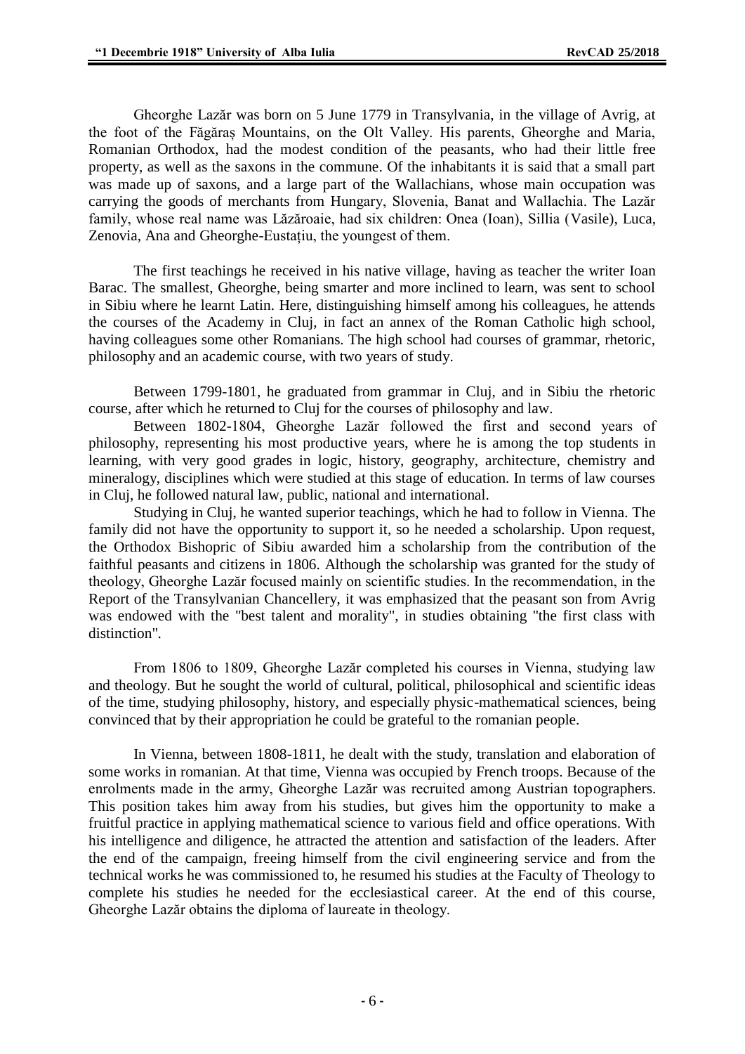Gheorghe Lazăr was born on 5 June 1779 in Transylvania, in the village of Avrig, at the foot of the Făgăraș Mountains, on the Olt Valley. His parents, Gheorghe and Maria, Romanian Orthodox, had the modest condition of the peasants, who had their little free property, as well as the saxons in the commune. Of the inhabitants it is said that a small part was made up of saxons, and a large part of the Wallachians, whose main occupation was carrying the goods of merchants from Hungary, Slovenia, Banat and Wallachia. The Lazăr family, whose real name was Lăzăroaie, had six children: Onea (Ioan), Sillia (Vasile), Luca, Zenovia, Ana and Gheorghe-Eustațiu, the youngest of them.

The first teachings he received in his native village, having as teacher the writer Ioan Barac. The smallest, Gheorghe, being smarter and more inclined to learn, was sent to school in Sibiu where he learnt Latin. Here, distinguishing himself among his colleagues, he attends the courses of the Academy in Cluj, in fact an annex of the Roman Catholic high school, having colleagues some other Romanians. The high school had courses of grammar, rhetoric, philosophy and an academic course, with two years of study.

Between 1799-1801, he graduated from grammar in Cluj, and in Sibiu the rhetoric course, after which he returned to Cluj for the courses of philosophy and law.

Between 1802-1804, Gheorghe Lazăr followed the first and second years of philosophy, representing his most productive years, where he is among the top students in learning, with very good grades in logic, history, geography, architecture, chemistry and mineralogy, disciplines which were studied at this stage of education. In terms of law courses in Cluj, he followed natural law, public, national and international.

Studying in Cluj, he wanted superior teachings, which he had to follow in Vienna. The family did not have the opportunity to support it, so he needed a scholarship. Upon request, the Orthodox Bishopric of Sibiu awarded him a scholarship from the contribution of the faithful peasants and citizens in 1806. Although the scholarship was granted for the study of theology, Gheorghe Lazăr focused mainly on scientific studies. In the recommendation, in the Report of the Transylvanian Chancellery, it was emphasized that the peasant son from Avrig was endowed with the "best talent and morality", in studies obtaining "the first class with distinction".

From 1806 to 1809, Gheorghe Lazăr completed his courses in Vienna, studying law and theology. But he sought the world of cultural, political, philosophical and scientific ideas of the time, studying philosophy, history, and especially physic-mathematical sciences, being convinced that by their appropriation he could be grateful to the romanian people.

In Vienna, between 1808-1811, he dealt with the study, translation and elaboration of some works in romanian. At that time, Vienna was occupied by French troops. Because of the enrolments made in the army, Gheorghe Lazăr was recruited among Austrian topographers. This position takes him away from his studies, but gives him the opportunity to make a fruitful practice in applying mathematical science to various field and office operations. With his intelligence and diligence, he attracted the attention and satisfaction of the leaders. After the end of the campaign, freeing himself from the civil engineering service and from the technical works he was commissioned to, he resumed his studies at the Faculty of Theology to complete his studies he needed for the ecclesiastical career. At the end of this course, Gheorghe Lazăr obtains the diploma of laureate in theology.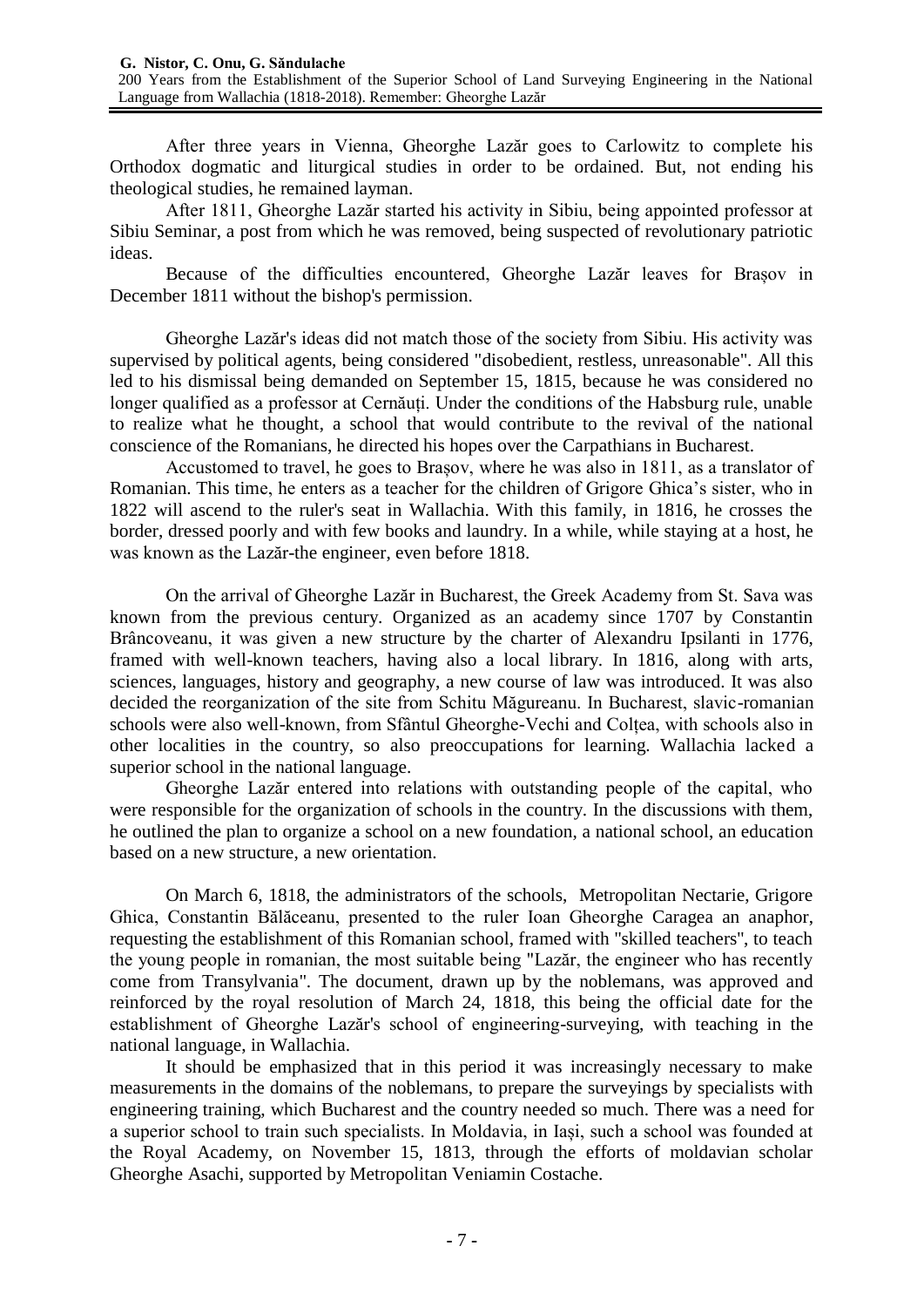After three years in Vienna, Gheorghe Lazăr goes to Carlowitz to complete his Orthodox dogmatic and liturgical studies in order to be ordained. But, not ending his theological studies, he remained layman.

After 1811, Gheorghe Lazăr started his activity in Sibiu, being appointed professor at Sibiu Seminar, a post from which he was removed, being suspected of revolutionary patriotic ideas.

Because of the difficulties encountered, Gheorghe Lazăr leaves for Brașov in December 1811 without the bishop's permission.

Gheorghe Lazăr's ideas did not match those of the society from Sibiu. His activity was supervised by political agents, being considered "disobedient, restless, unreasonable". All this led to his dismissal being demanded on September 15, 1815, because he was considered no longer qualified as a professor at Cernăuți. Under the conditions of the Habsburg rule, unable to realize what he thought, a school that would contribute to the revival of the national conscience of the Romanians, he directed his hopes over the Carpathians in Bucharest.

Accustomed to travel, he goes to Brașov, where he was also in 1811, as a translator of Romanian. This time, he enters as a teacher for the children of Grigore Ghica's sister, who in 1822 will ascend to the ruler's seat in Wallachia. With this family, in 1816, he crosses the border, dressed poorly and with few books and laundry. In a while, while staying at a host, he was known as the Lazăr-the engineer, even before 1818.

On the arrival of Gheorghe Lazăr in Bucharest, the Greek Academy from St. Sava was known from the previous century. Organized as an academy since 1707 by Constantin Brâncoveanu, it was given a new structure by the charter of Alexandru Ipsilanti in 1776, framed with well-known teachers, having also a local library. In 1816, along with arts, sciences, languages, history and geography, a new course of law was introduced. It was also decided the reorganization of the site from Schitu Măgureanu. In Bucharest, slavic-romanian schools were also well-known, from Sfântul Gheorghe-Vechi and Colțea, with schools also in other localities in the country, so also preoccupations for learning. Wallachia lacked a superior school in the national language.

Gheorghe Lazăr entered into relations with outstanding people of the capital, who were responsible for the organization of schools in the country. In the discussions with them, he outlined the plan to organize a school on a new foundation, a national school, an education based on a new structure, a new orientation.

On March 6, 1818, the administrators of the schools, Metropolitan Nectarie, Grigore Ghica, Constantin Bălăceanu, presented to the ruler Ioan Gheorghe Caragea an anaphor, requesting the establishment of this Romanian school, framed with "skilled teachers", to teach the young people in romanian, the most suitable being "Lazăr, the engineer who has recently come from Transylvania". The document, drawn up by the noblemans, was approved and reinforced by the royal resolution of March 24, 1818, this being the official date for the establishment of Gheorghe Lazăr's school of engineering-surveying, with teaching in the national language, in Wallachia.

It should be emphasized that in this period it was increasingly necessary to make measurements in the domains of the noblemans, to prepare the surveyings by specialists with engineering training, which Bucharest and the country needed so much. There was a need for a superior school to train such specialists. In Moldavia, in Iași, such a school was founded at the Royal Academy, on November 15, 1813, through the efforts of moldavian scholar Gheorghe Asachi, supported by Metropolitan Veniamin Costache.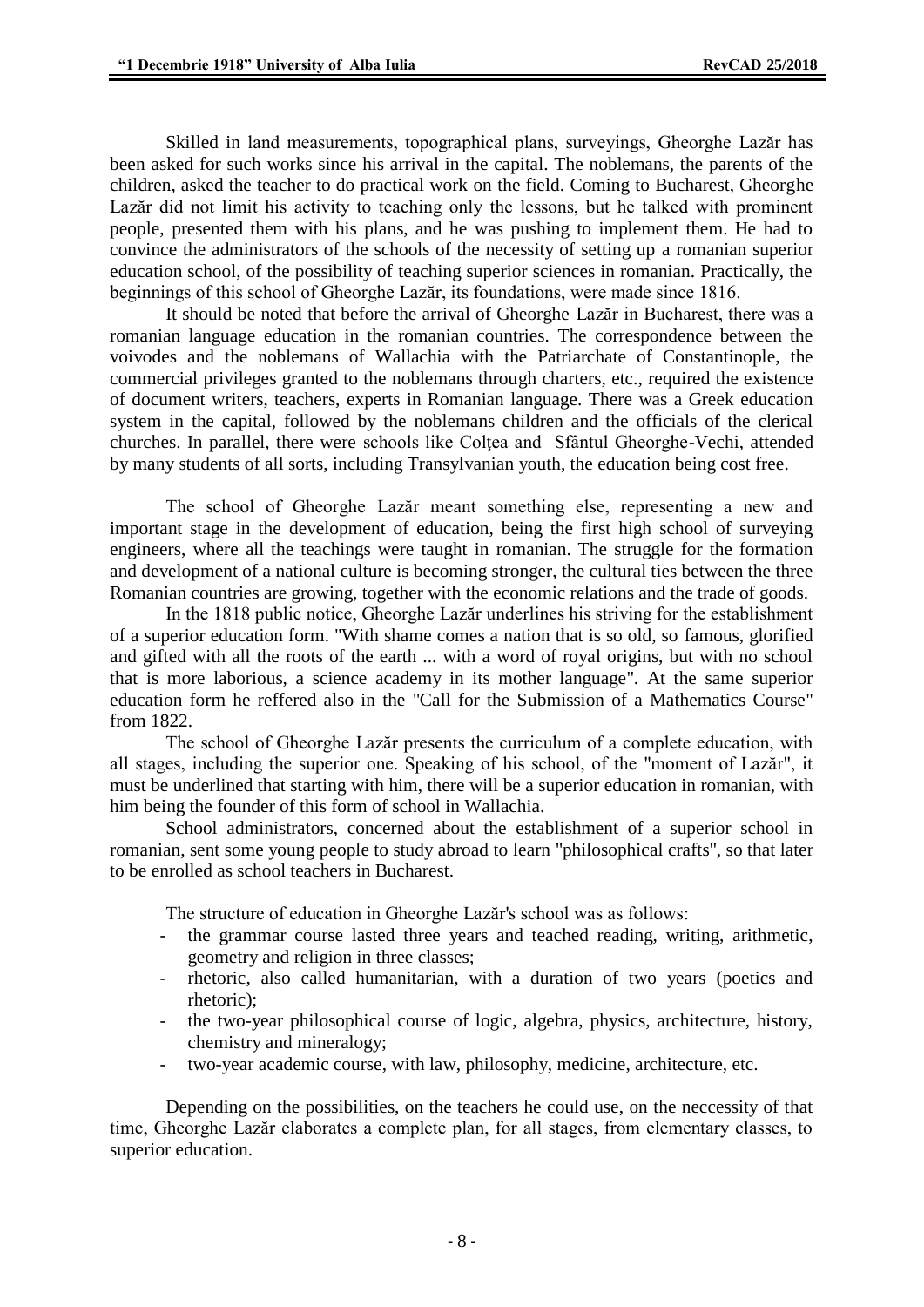Skilled in land measurements, topographical plans, surveyings, Gheorghe Lazăr has been asked for such works since his arrival in the capital. The noblemans, the parents of the children, asked the teacher to do practical work on the field. Coming to Bucharest, Gheorghe Lazăr did not limit his activity to teaching only the lessons, but he talked with prominent people, presented them with his plans, and he was pushing to implement them. He had to convince the administrators of the schools of the necessity of setting up a romanian superior education school, of the possibility of teaching superior sciences in romanian. Practically, the beginnings of this school of Gheorghe Lazăr, its foundations, were made since 1816.

It should be noted that before the arrival of Gheorghe Lazăr in Bucharest, there was a romanian language education in the romanian countries. The correspondence between the voivodes and the noblemans of Wallachia with the Patriarchate of Constantinople, the commercial privileges granted to the noblemans through charters, etc., required the existence of document writers, teachers, experts in Romanian language. There was a Greek education system in the capital, followed by the noblemans children and the officials of the clerical churches. In parallel, there were schools like Colţea and Sfântul Gheorghe-Vechi, attended by many students of all sorts, including Transylvanian youth, the education being cost free.

The school of Gheorghe Lazăr meant something else, representing a new and important stage in the development of education, being the first high school of surveying engineers, where all the teachings were taught in romanian. The struggle for the formation and development of a national culture is becoming stronger, the cultural ties between the three Romanian countries are growing, together with the economic relations and the trade of goods.

In the 1818 public notice, Gheorghe Lazăr underlines his striving for the establishment of a superior education form. "With shame comes a nation that is so old, so famous, glorified and gifted with all the roots of the earth ... with a word of royal origins, but with no school that is more laborious, a science academy in its mother language". At the same superior education form he reffered also in the "Call for the Submission of a Mathematics Course" from 1822.

The school of Gheorghe Lazăr presents the curriculum of a complete education, with all stages, including the superior one. Speaking of his school, of the "moment of Lazăr", it must be underlined that starting with him, there will be a superior education in romanian, with him being the founder of this form of school in Wallachia.

School administrators, concerned about the establishment of a superior school in romanian, sent some young people to study abroad to learn "philosophical crafts", so that later to be enrolled as school teachers in Bucharest.

The structure of education in Gheorghe Lazăr's school was as follows:

- the grammar course lasted three years and teached reading, writing, arithmetic, geometry and religion in three classes;
- rhetoric, also called humanitarian, with a duration of two years (poetics and rhetoric);
- the two-year philosophical course of logic, algebra, physics, architecture, history, chemistry and mineralogy;
- two-year academic course, with law, philosophy, medicine, architecture, etc.

Depending on the possibilities, on the teachers he could use, on the neccessity of that time, Gheorghe Lazăr elaborates a complete plan, for all stages, from elementary classes, to superior education.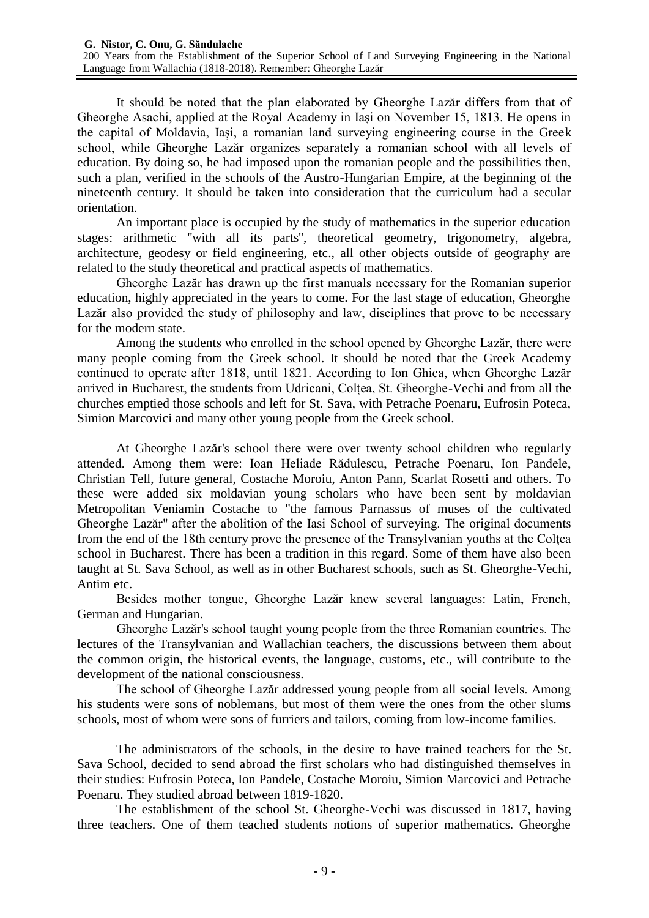It should be noted that the plan elaborated by Gheorghe Lazăr differs from that of Gheorghe Asachi, applied at the Royal Academy in Iași on November 15, 1813. He opens in the capital of Moldavia, Iași, a romanian land surveying engineering course in the Greek school, while Gheorghe Lazăr organizes separately a romanian school with all levels of education. By doing so, he had imposed upon the romanian people and the possibilities then, such a plan, verified in the schools of the Austro-Hungarian Empire, at the beginning of the nineteenth century. It should be taken into consideration that the curriculum had a secular orientation.

An important place is occupied by the study of mathematics in the superior education stages: arithmetic "with all its parts", theoretical geometry, trigonometry, algebra, architecture, geodesy or field engineering, etc., all other objects outside of geography are related to the study theoretical and practical aspects of mathematics.

Gheorghe Lazăr has drawn up the first manuals necessary for the Romanian superior education, highly appreciated in the years to come. For the last stage of education, Gheorghe Lazăr also provided the study of philosophy and law, disciplines that prove to be necessary for the modern state.

Among the students who enrolled in the school opened by Gheorghe Lazăr, there were many people coming from the Greek school. It should be noted that the Greek Academy continued to operate after 1818, until 1821. According to Ion Ghica, when Gheorghe Lazăr arrived in Bucharest, the students from Udricani, Colțea, St. Gheorghe-Vechi and from all the churches emptied those schools and left for St. Sava, with Petrache Poenaru, Eufrosin Poteca, Simion Marcovici and many other young people from the Greek school.

At Gheorghe Lazăr's school there were over twenty school children who regularly attended. Among them were: Ioan Heliade Rădulescu, Petrache Poenaru, Ion Pandele, Christian Tell, future general, Costache Moroiu, Anton Pann, Scarlat Rosetti and others. To these were added six moldavian young scholars who have been sent by moldavian Metropolitan Veniamin Costache to "the famous Parnassus of muses of the cultivated Gheorghe Lazăr" after the abolition of the Iasi School of surveying. The original documents from the end of the 18th century prove the presence of the Transylvanian youths at the Colțea school in Bucharest. There has been a tradition in this regard. Some of them have also been taught at St. Sava School, as well as in other Bucharest schools, such as St. Gheorghe-Vechi, Antim etc.

Besides mother tongue, Gheorghe Lazăr knew several languages: Latin, French, German and Hungarian.

Gheorghe Lazăr's school taught young people from the three Romanian countries. The lectures of the Transylvanian and Wallachian teachers, the discussions between them about the common origin, the historical events, the language, customs, etc., will contribute to the development of the national consciousness.

The school of Gheorghe Lazăr addressed young people from all social levels. Among his students were sons of noblemans, but most of them were the ones from the other slums schools, most of whom were sons of furriers and tailors, coming from low-income families.

The administrators of the schools, in the desire to have trained teachers for the St. Sava School, decided to send abroad the first scholars who had distinguished themselves in their studies: Eufrosin Poteca, Ion Pandele, Costache Moroiu, Simion Marcovici and Petrache Poenaru. They studied abroad between 1819-1820.

The establishment of the school St. Gheorghe-Vechi was discussed in 1817, having three teachers. One of them teached students notions of superior mathematics. Gheorghe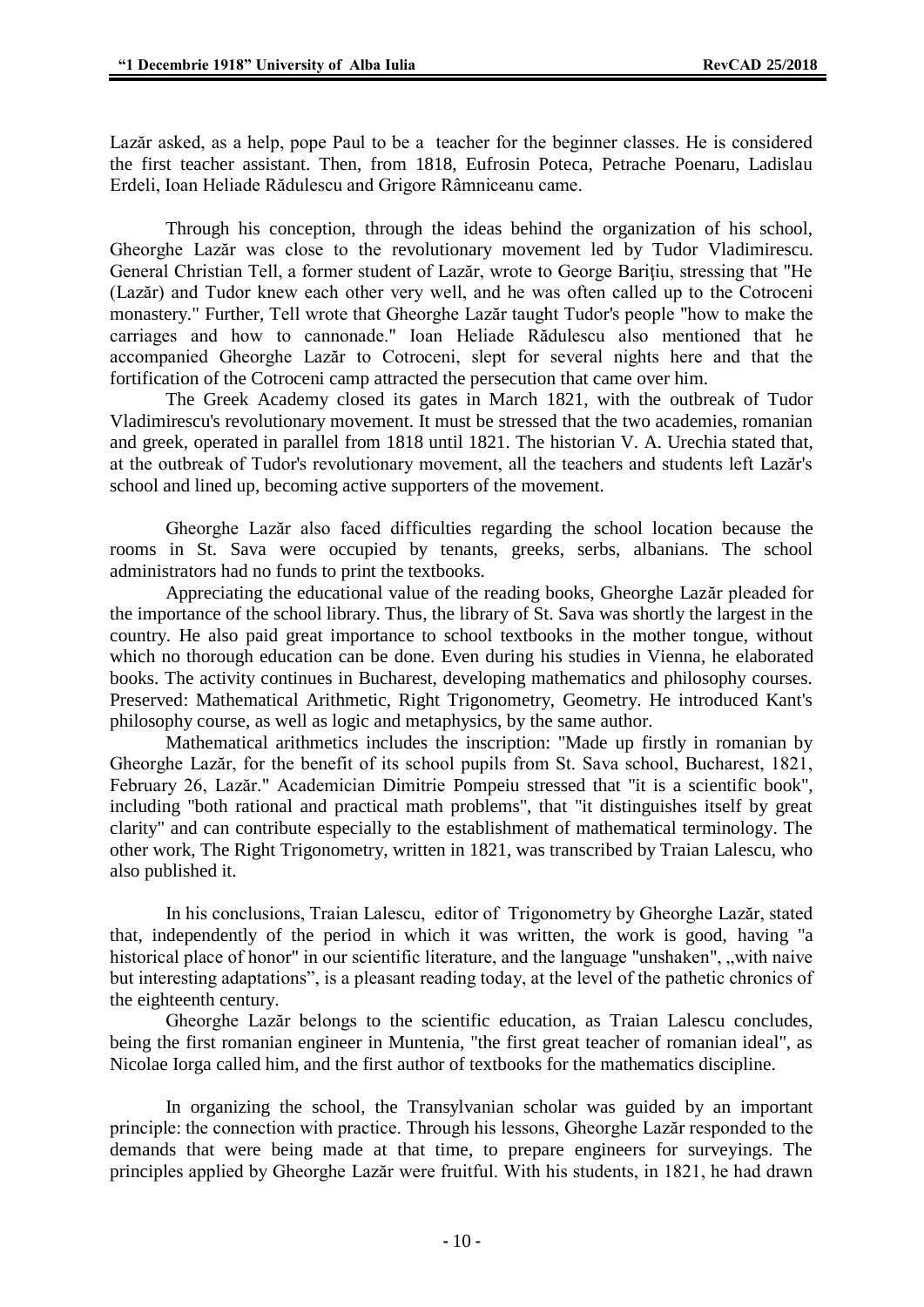Lazăr asked, as a help, pope Paul to be a teacher for the beginner classes. He is considered the first teacher assistant. Then, from 1818, Eufrosin Poteca, Petrache Poenaru, Ladislau Erdeli, Ioan Heliade Rădulescu and Grigore Râmniceanu came.

Through his conception, through the ideas behind the organization of his school, Gheorghe Lazăr was close to the revolutionary movement led by Tudor Vladimirescu. General Christian Tell, a former student of Lazăr, wrote to George Bariţiu, stressing that "He (Lazăr) and Tudor knew each other very well, and he was often called up to the Cotroceni monastery." Further, Tell wrote that Gheorghe Lazăr taught Tudor's people "how to make the carriages and how to cannonade." Ioan Heliade Rădulescu also mentioned that he accompanied Gheorghe Lazăr to Cotroceni, slept for several nights here and that the fortification of the Cotroceni camp attracted the persecution that came over him.

The Greek Academy closed its gates in March 1821, with the outbreak of Tudor Vladimirescu's revolutionary movement. It must be stressed that the two academies, romanian and greek, operated in parallel from 1818 until 1821. The historian V. A. Urechia stated that, at the outbreak of Tudor's revolutionary movement, all the teachers and students left Lazăr's school and lined up, becoming active supporters of the movement.

Gheorghe Lazăr also faced difficulties regarding the school location because the rooms in St. Sava were occupied by tenants, greeks, serbs, albanians. The school administrators had no funds to print the textbooks.

Appreciating the educational value of the reading books, Gheorghe Lazăr pleaded for the importance of the school library. Thus, the library of St. Sava was shortly the largest in the country. He also paid great importance to school textbooks in the mother tongue, without which no thorough education can be done. Even during his studies in Vienna, he elaborated books. The activity continues in Bucharest, developing mathematics and philosophy courses. Preserved: Mathematical Arithmetic, Right Trigonometry, Geometry. He introduced Kant's philosophy course, as well as logic and metaphysics, by the same author.

Mathematical arithmetics includes the inscription: "Made up firstly in romanian by Gheorghe Lazăr, for the benefit of its school pupils from St. Sava school, Bucharest, 1821, February 26, Lazăr." Academician Dimitrie Pompeiu stressed that "it is a scientific book", including "both rational and practical math problems", that "it distinguishes itself by great clarity" and can contribute especially to the establishment of mathematical terminology. The other work, The Right Trigonometry, written in 1821, was transcribed by Traian Lalescu, who also published it.

In his conclusions, Traian Lalescu, editor of Trigonometry by Gheorghe Lazăr, stated that, independently of the period in which it was written, the work is good, having "a historical place of honor" in our scientific literature, and the language "unshaken", „with naive but interesting adaptations", is a pleasant reading today, at the level of the pathetic chronics of the eighteenth century.

Gheorghe Lazăr belongs to the scientific education, as Traian Lalescu concludes, being the first romanian engineer in Muntenia, "the first great teacher of romanian ideal", as Nicolae Iorga called him, and the first author of textbooks for the mathematics discipline.

In organizing the school, the Transylvanian scholar was guided by an important principle: the connection with practice. Through his lessons, Gheorghe Lazăr responded to the demands that were being made at that time, to prepare engineers for surveyings. The principles applied by Gheorghe Lazăr were fruitful. With his students, in 1821, he had drawn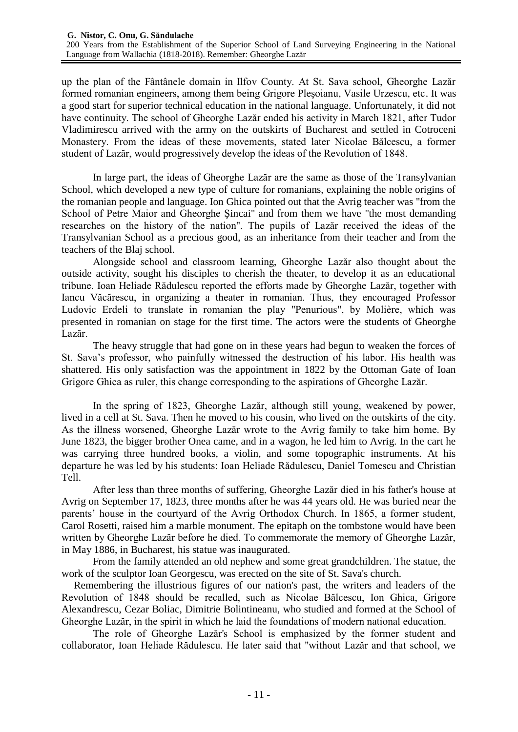up the plan of the Fântânele domain in Ilfov County. At St. Sava school, Gheorghe Lazăr formed romanian engineers, among them being Grigore Pleşoianu, Vasile Urzescu, etc. It was a good start for superior technical education in the national language. Unfortunately, it did not have continuity. The school of Gheorghe Lazăr ended his activity in March 1821, after Tudor Vladimirescu arrived with the army on the outskirts of Bucharest and settled in Cotroceni Monastery. From the ideas of these movements, stated later Nicolae Bălcescu, a former student of Lazăr, would progressively develop the ideas of the Revolution of 1848.

In large part, the ideas of Gheorghe Lazăr are the same as those of the Transylvanian School, which developed a new type of culture for romanians, explaining the noble origins of the romanian people and language. Ion Ghica pointed out that the Avrig teacher was "from the School of Petre Maior and Gheorghe Șincai" and from them we have "the most demanding researches on the history of the nation". The pupils of Lazăr received the ideas of the Transylvanian School as a precious good, as an inheritance from their teacher and from the teachers of the Blaj school.

Alongside school and classroom learning, Gheorghe Lazăr also thought about the outside activity, sought his disciples to cherish the theater, to develop it as an educational tribune. Ioan Heliade Rădulescu reported the efforts made by Gheorghe Lazăr, together with Iancu Văcărescu, in organizing a theater in romanian. Thus, they encouraged Professor Ludovic Erdeli to translate in romanian the play "Penurious", by Molière, which was presented in romanian on stage for the first time. The actors were the students of Gheorghe Lazăr.

The heavy struggle that had gone on in these years had begun to weaken the forces of St. Sava's professor, who painfully witnessed the destruction of his labor. His health was shattered. His only satisfaction was the appointment in 1822 by the Ottoman Gate of Ioan Grigore Ghica as ruler, this change corresponding to the aspirations of Gheorghe Lazăr.

In the spring of 1823, Gheorghe Lazăr, although still young, weakened by power, lived in a cell at St. Sava. Then he moved to his cousin, who lived on the outskirts of the city. As the illness worsened, Gheorghe Lazăr wrote to the Avrig family to take him home. By June 1823, the bigger brother Onea came, and in a wagon, he led him to Avrig. In the cart he was carrying three hundred books, a violin, and some topographic instruments. At his departure he was led by his students: Ioan Heliade Rădulescu, Daniel Tomescu and Christian Tell.

After less than three months of suffering, Gheorghe Lazăr died in his father's house at Avrig on September 17, 1823, three months after he was 44 years old. He was buried near the parents' house in the courtyard of the Avrig Orthodox Church. In 1865, a former student, Carol Rosetti, raised him a marble monument. The epitaph on the tombstone would have been written by Gheorghe Lazăr before he died. To commemorate the memory of Gheorghe Lazăr, in May 1886, in Bucharest, his statue was inaugurated.

From the family attended an old nephew and some great grandchildren. The statue, the work of the sculptor Ioan Georgescu, was erected on the site of St. Sava's church.

Remembering the illustrious figures of our nation's past, the writers and leaders of the Revolution of 1848 should be recalled, such as Nicolae Bălcescu, Ion Ghica, Grigore Alexandrescu, Cezar Boliac, Dimitrie Bolintineanu, who studied and formed at the School of Gheorghe Lazăr, in the spirit in which he laid the foundations of modern national education.

The role of Gheorghe Lazăr's School is emphasized by the former student and collaborator, Ioan Heliade Rădulescu. He later said that "without Lazăr and that school, we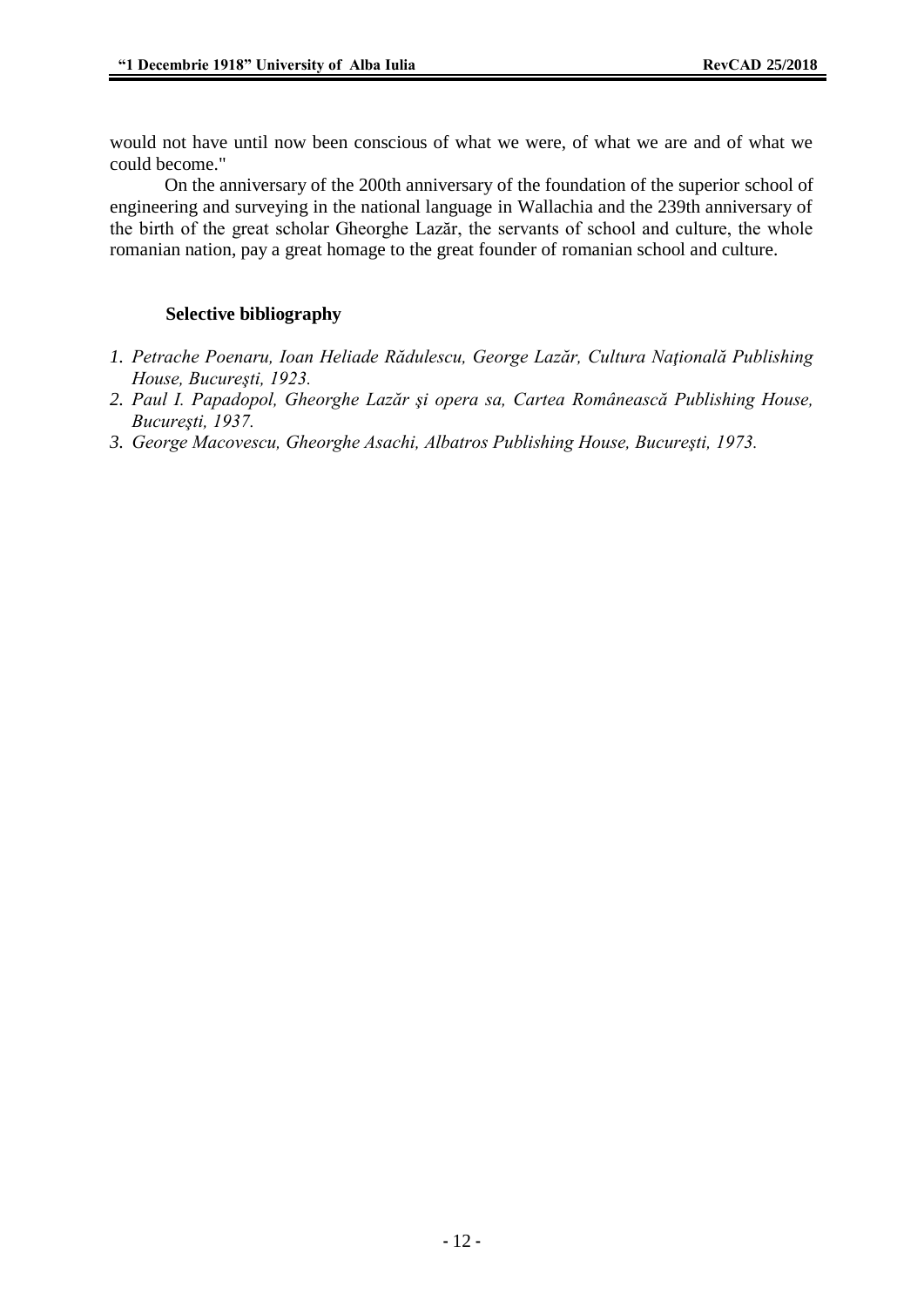would not have until now been conscious of what we were, of what we are and of what we could become."

On the anniversary of the 200th anniversary of the foundation of the superior school of engineering and surveying in the national language in Wallachia and the 239th anniversary of the birth of the great scholar Gheorghe Lazăr, the servants of school and culture, the whole romanian nation, pay a great homage to the great founder of romanian school and culture.

### Selective bibliography

1. *Petrache Poenaru, Ioan Heliade Rădulescu, George Lazăr, Cultura Naţională Publishing House, Bucureşti, 1923.*
2. *Paul I. Papadopol, Gheorghe Lazăr şi opera sa, Cartea Românească Publishing House, Bucureşti, 1937.*
3. *George Macovescu, Gheorghe Asachi, Albatros Publishing House, Bucureşti, 1973.*